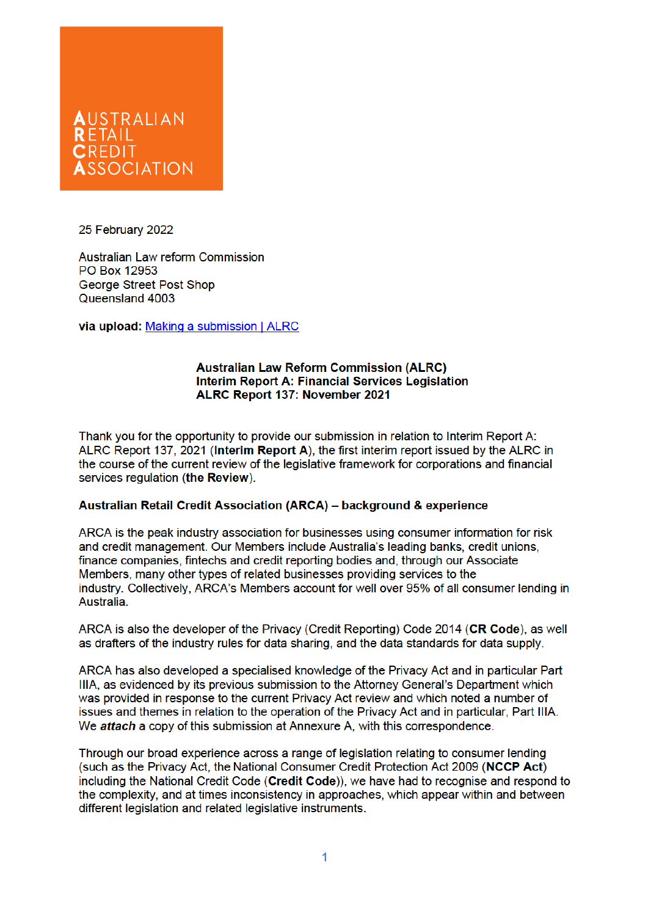AUSTRALIAN RETAIL CREDIT ASSOCIATION

25 February 2022

Australian Law reform Commission
PO Box 12953
George Street Post Shop
Queensland 4003

**via upload:** [Making a submission | ALRC]

**Australian Law Reform Commission (ALRC)**
**Interim Report A: Financial Services Legislation**
**ALRC Report 137: November 2021**

Thank you for the opportunity to provide our submission in relation to Interim Report A: ALRC Report 137, 2021 (**Interim Report A**), the first interim report issued by the ALRC in the course of the current review of the legislative framework for corporations and financial services regulation (**the Review**).

**Australian Retail Credit Association (ARCA) – background & experience**

ARCA is the peak industry association for businesses using consumer information for risk and credit management. Our Members include Australia's leading banks, credit unions, finance companies, fintechs and credit reporting bodies and, through our Associate Members, many other types of related businesses providing services to the industry. Collectively, ARCA's Members account for well over 95% of all consumer lending in Australia.

ARCA is also the developer of the Privacy (Credit Reporting) Code 2014 (**CR Code**), as well as drafters of the industry rules for data sharing, and the data standards for data supply.

ARCA has also developed a specialised knowledge of the Privacy Act and in particular Part IIIA, as evidenced by its previous submission to the Attorney General's Department which was provided in response to the current Privacy Act review and which noted a number of issues and themes in relation to the operation of the Privacy Act and in particular, Part IIIA. We ***attach*** a copy of this submission at Annexure A, with this correspondence.

Through our broad experience across a range of legislation relating to consumer lending (such as the Privacy Act, the National Consumer Credit Protection Act 2009 (**NCCP Act**) including the National Credit Code (**Credit Code**)), we have had to recognise and respond to the complexity, and at times inconsistency in approaches, which appear within and between different legislation and related legislative instruments.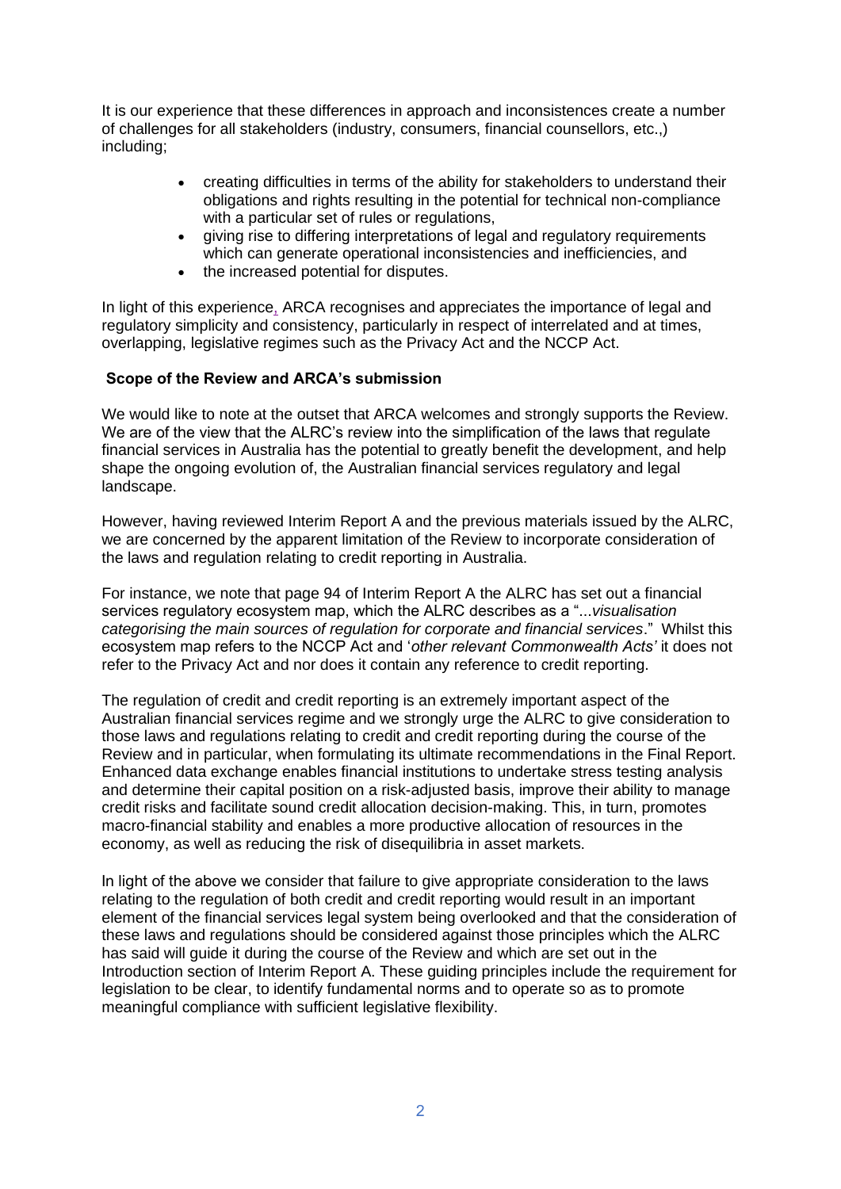It is our experience that these differences in approach and inconsistences create a number of challenges for all stakeholders (industry, consumers, financial counsellors, etc.,) including;

- creating difficulties in terms of the ability for stakeholders to understand their obligations and rights resulting in the potential for technical non-compliance with a particular set of rules or regulations,
- giving rise to differing interpretations of legal and regulatory requirements which can generate operational inconsistencies and inefficiencies, and
- the increased potential for disputes.

In light of this experience, ARCA recognises and appreciates the importance of legal and regulatory simplicity and consistency, particularly in respect of interrelated and at times, overlapping, legislative regimes such as the Privacy Act and the NCCP Act.

**Scope of the Review and ARCA's submission**

We would like to note at the outset that ARCA welcomes and strongly supports the Review. We are of the view that the ALRC's review into the simplification of the laws that regulate financial services in Australia has the potential to greatly benefit the development, and help shape the ongoing evolution of, the Australian financial services regulatory and legal landscape.

However, having reviewed Interim Report A and the previous materials issued by the ALRC, we are concerned by the apparent limitation of the Review to incorporate consideration of the laws and regulation relating to credit reporting in Australia.

For instance, we note that page 94 of Interim Report A the ALRC has set out a financial services regulatory ecosystem map, which the ALRC describes as a "...*visualisation categorising the main sources of regulation for corporate and financial services*." Whilst this ecosystem map refers to the NCCP Act and '*other relevant Commonwealth Acts'* it does not refer to the Privacy Act and nor does it contain any reference to credit reporting.

The regulation of credit and credit reporting is an extremely important aspect of the Australian financial services regime and we strongly urge the ALRC to give consideration to those laws and regulations relating to credit and credit reporting during the course of the Review and in particular, when formulating its ultimate recommendations in the Final Report. Enhanced data exchange enables financial institutions to undertake stress testing analysis and determine their capital position on a risk-adjusted basis, improve their ability to manage credit risks and facilitate sound credit allocation decision-making. This, in turn, promotes macro-financial stability and enables a more productive allocation of resources in the economy, as well as reducing the risk of disequilibria in asset markets.

In light of the above we consider that failure to give appropriate consideration to the laws relating to the regulation of both credit and credit reporting would result in an important element of the financial services legal system being overlooked and that the consideration of these laws and regulations should be considered against those principles which the ALRC has said will guide it during the course of the Review and which are set out in the Introduction section of Interim Report A. These guiding principles include the requirement for legislation to be clear, to identify fundamental norms and to operate so as to promote meaningful compliance with sufficient legislative flexibility.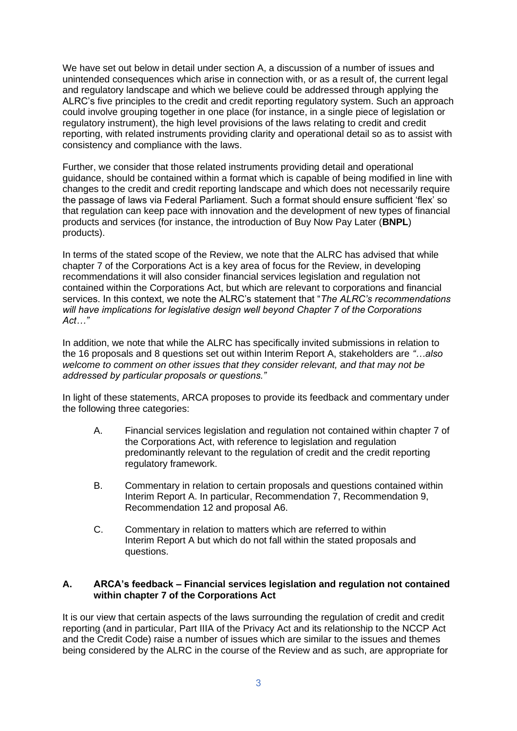We have set out below in detail under section A, a discussion of a number of issues and unintended consequences which arise in connection with, or as a result of, the current legal and regulatory landscape and which we believe could be addressed through applying the ALRC's five principles to the credit and credit reporting regulatory system. Such an approach could involve grouping together in one place (for instance, in a single piece of legislation or regulatory instrument), the high level provisions of the laws relating to credit and credit reporting, with related instruments providing clarity and operational detail so as to assist with consistency and compliance with the laws.

Further, we consider that those related instruments providing detail and operational guidance, should be contained within a format which is capable of being modified in line with changes to the credit and credit reporting landscape and which does not necessarily require the passage of laws via Federal Parliament. Such a format should ensure sufficient 'flex' so that regulation can keep pace with innovation and the development of new types of financial products and services (for instance, the introduction of Buy Now Pay Later (**BNPL**) products).

In terms of the stated scope of the Review, we note that the ALRC has advised that while chapter 7 of the Corporations Act is a key area of focus for the Review, in developing recommendations it will also consider financial services legislation and regulation not contained within the Corporations Act, but which are relevant to corporations and financial services. In this context, we note the ALRC's statement that "*The ALRC's recommendations will have implications for legislative design well beyond Chapter 7 of the Corporations Act…"*

In addition, we note that while the ALRC has specifically invited submissions in relation to the 16 proposals and 8 questions set out within Interim Report A, stakeholders are *"…also welcome to comment on other issues that they consider relevant, and that may not be addressed by particular proposals or questions."*

In light of these statements, ARCA proposes to provide its feedback and commentary under the following three categories:

A. Financial services legislation and regulation not contained within chapter 7 of the Corporations Act, with reference to legislation and regulation predominantly relevant to the regulation of credit and the credit reporting regulatory framework.

B. Commentary in relation to certain proposals and questions contained within Interim Report A. In particular, Recommendation 7, Recommendation 9, Recommendation 12 and proposal A6.

C. Commentary in relation to matters which are referred to within Interim Report A but which do not fall within the stated proposals and questions.

## A. ARCA's feedback – Financial services legislation and regulation not contained within chapter 7 of the Corporations Act

It is our view that certain aspects of the laws surrounding the regulation of credit and credit reporting (and in particular, Part IIIA of the Privacy Act and its relationship to the NCCP Act and the Credit Code) raise a number of issues which are similar to the issues and themes being considered by the ALRC in the course of the Review and as such, are appropriate for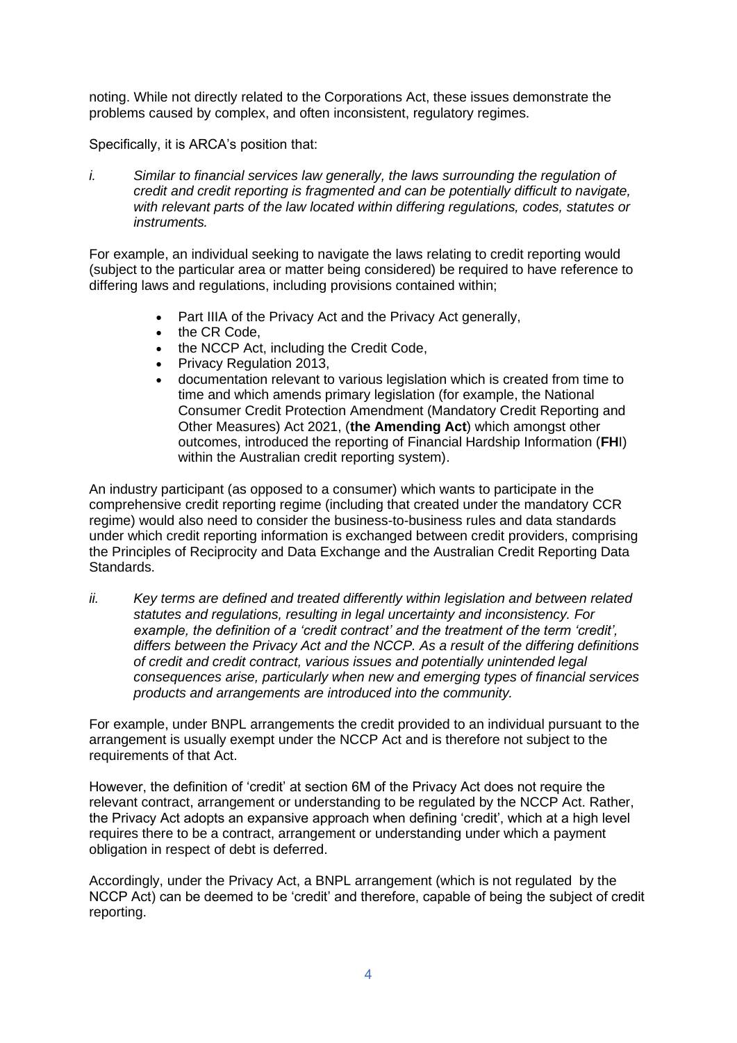noting. While not directly related to the Corporations Act, these issues demonstrate the problems caused by complex, and often inconsistent, regulatory regimes.

Specifically, it is ARCA's position that:

*i. Similar to financial services law generally, the laws surrounding the regulation of credit and credit reporting is fragmented and can be potentially difficult to navigate, with relevant parts of the law located within differing regulations, codes, statutes or instruments.*

For example, an individual seeking to navigate the laws relating to credit reporting would (subject to the particular area or matter being considered) be required to have reference to differing laws and regulations, including provisions contained within;

- Part IIIA of the Privacy Act and the Privacy Act generally,
- the CR Code,
- the NCCP Act, including the Credit Code,
- Privacy Regulation 2013,
- documentation relevant to various legislation which is created from time to time and which amends primary legislation (for example, the National Consumer Credit Protection Amendment (Mandatory Credit Reporting and Other Measures) Act 2021, (**the Amending Act**) which amongst other outcomes, introduced the reporting of Financial Hardship Information (**FH**I) within the Australian credit reporting system).

An industry participant (as opposed to a consumer) which wants to participate in the comprehensive credit reporting regime (including that created under the mandatory CCR regime) would also need to consider the business-to-business rules and data standards under which credit reporting information is exchanged between credit providers, comprising the Principles of Reciprocity and Data Exchange and the Australian Credit Reporting Data Standards.

*ii. Key terms are defined and treated differently within legislation and between related statutes and regulations, resulting in legal uncertainty and inconsistency. For example, the definition of a 'credit contract' and the treatment of the term 'credit', differs between the Privacy Act and the NCCP. As a result of the differing definitions of credit and credit contract, various issues and potentially unintended legal consequences arise, particularly when new and emerging types of financial services products and arrangements are introduced into the community.*

For example, under BNPL arrangements the credit provided to an individual pursuant to the arrangement is usually exempt under the NCCP Act and is therefore not subject to the requirements of that Act.

However, the definition of 'credit' at section 6M of the Privacy Act does not require the relevant contract, arrangement or understanding to be regulated by the NCCP Act. Rather, the Privacy Act adopts an expansive approach when defining 'credit', which at a high level requires there to be a contract, arrangement or understanding under which a payment obligation in respect of debt is deferred.

Accordingly, under the Privacy Act, a BNPL arrangement (which is not regulated by the NCCP Act) can be deemed to be 'credit' and therefore, capable of being the subject of credit reporting.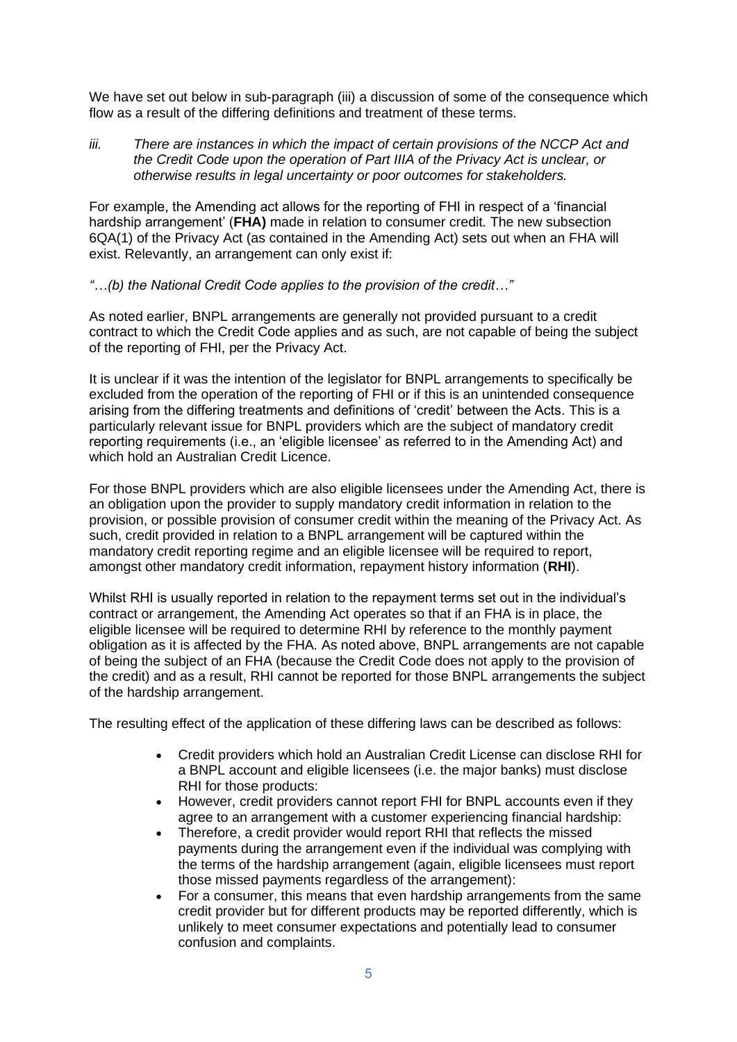We have set out below in sub-paragraph (iii) a discussion of some of the consequence which flow as a result of the differing definitions and treatment of these terms.

*iii. There are instances in which the impact of certain provisions of the NCCP Act and the Credit Code upon the operation of Part IIIA of the Privacy Act is unclear, or otherwise results in legal uncertainty or poor outcomes for stakeholders.*

For example, the Amending act allows for the reporting of FHI in respect of a 'financial hardship arrangement' (**FHA)** made in relation to consumer credit. The new subsection 6QA(1) of the Privacy Act (as contained in the Amending Act) sets out when an FHA will exist. Relevantly, an arrangement can only exist if:

*"…(b) the National Credit Code applies to the provision of the credit…"*

As noted earlier, BNPL arrangements are generally not provided pursuant to a credit contract to which the Credit Code applies and as such, are not capable of being the subject of the reporting of FHI, per the Privacy Act.

It is unclear if it was the intention of the legislator for BNPL arrangements to specifically be excluded from the operation of the reporting of FHI or if this is an unintended consequence arising from the differing treatments and definitions of 'credit' between the Acts. This is a particularly relevant issue for BNPL providers which are the subject of mandatory credit reporting requirements (i.e., an 'eligible licensee' as referred to in the Amending Act) and which hold an Australian Credit Licence.

For those BNPL providers which are also eligible licensees under the Amending Act, there is an obligation upon the provider to supply mandatory credit information in relation to the provision, or possible provision of consumer credit within the meaning of the Privacy Act. As such, credit provided in relation to a BNPL arrangement will be captured within the mandatory credit reporting regime and an eligible licensee will be required to report, amongst other mandatory credit information, repayment history information (**RHI**).

Whilst RHI is usually reported in relation to the repayment terms set out in the individual's contract or arrangement, the Amending Act operates so that if an FHA is in place, the eligible licensee will be required to determine RHI by reference to the monthly payment obligation as it is affected by the FHA. As noted above, BNPL arrangements are not capable of being the subject of an FHA (because the Credit Code does not apply to the provision of the credit) and as a result, RHI cannot be reported for those BNPL arrangements the subject of the hardship arrangement.

The resulting effect of the application of these differing laws can be described as follows:

- Credit providers which hold an Australian Credit License can disclose RHI for a BNPL account and eligible licensees (i.e. the major banks) must disclose RHI for those products:
- However, credit providers cannot report FHI for BNPL accounts even if they agree to an arrangement with a customer experiencing financial hardship:
- Therefore, a credit provider would report RHI that reflects the missed payments during the arrangement even if the individual was complying with the terms of the hardship arrangement (again, eligible licensees must report those missed payments regardless of the arrangement):
- For a consumer, this means that even hardship arrangements from the same credit provider but for different products may be reported differently, which is unlikely to meet consumer expectations and potentially lead to consumer confusion and complaints.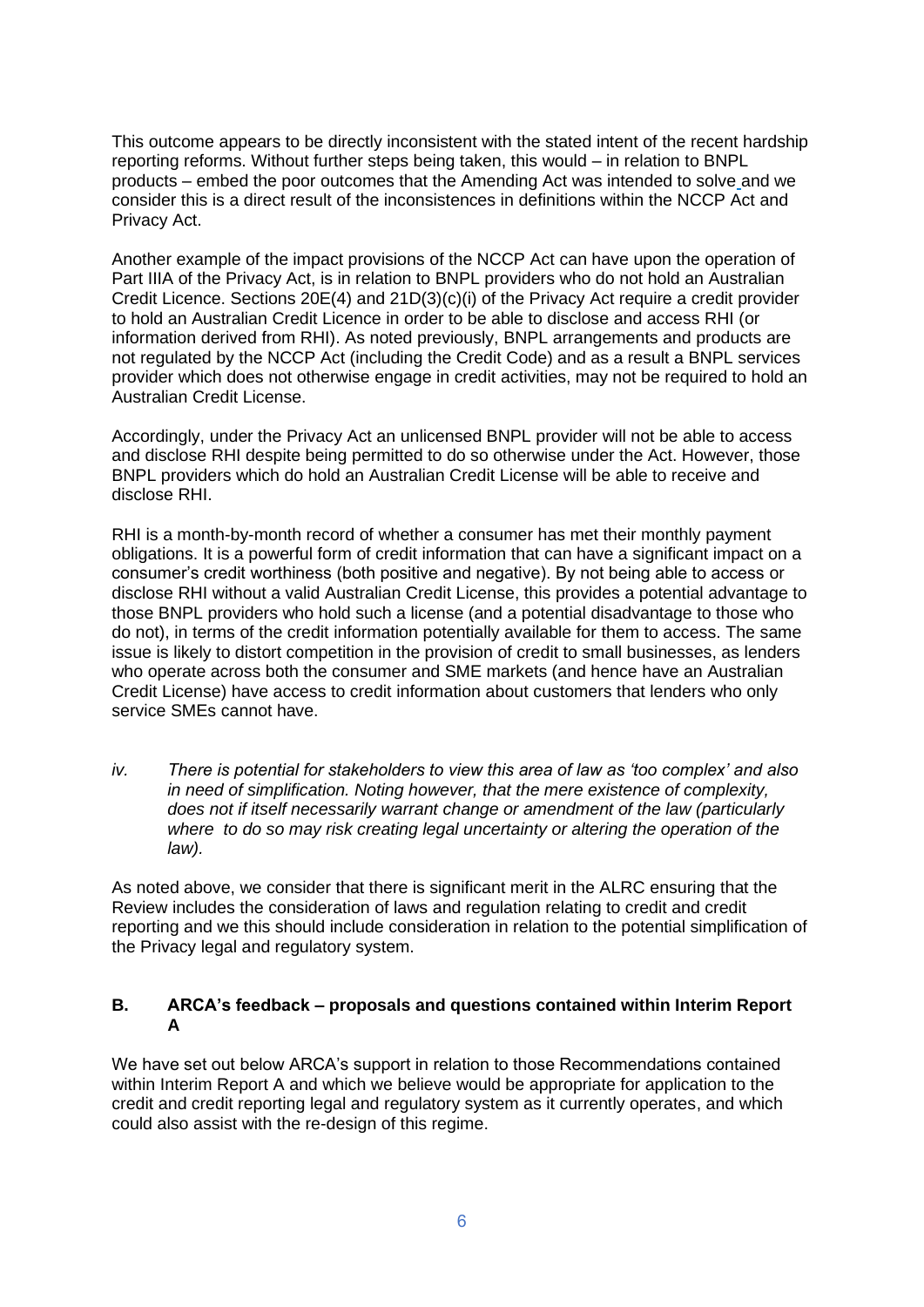This outcome appears to be directly inconsistent with the stated intent of the recent hardship reporting reforms. Without further steps being taken, this would – in relation to BNPL products – embed the poor outcomes that the Amending Act was intended to solve and we consider this is a direct result of the inconsistences in definitions within the NCCP Act and Privacy Act.

Another example of the impact provisions of the NCCP Act can have upon the operation of Part IIIA of the Privacy Act, is in relation to BNPL providers who do not hold an Australian Credit Licence. Sections 20E(4) and 21D(3)(c)(i) of the Privacy Act require a credit provider to hold an Australian Credit Licence in order to be able to disclose and access RHI (or information derived from RHI). As noted previously, BNPL arrangements and products are not regulated by the NCCP Act (including the Credit Code) and as a result a BNPL services provider which does not otherwise engage in credit activities, may not be required to hold an Australian Credit License.

Accordingly, under the Privacy Act an unlicensed BNPL provider will not be able to access and disclose RHI despite being permitted to do so otherwise under the Act. However, those BNPL providers which do hold an Australian Credit License will be able to receive and disclose RHI.

RHI is a month-by-month record of whether a consumer has met their monthly payment obligations. It is a powerful form of credit information that can have a significant impact on a consumer's credit worthiness (both positive and negative). By not being able to access or disclose RHI without a valid Australian Credit License, this provides a potential advantage to those BNPL providers who hold such a license (and a potential disadvantage to those who do not), in terms of the credit information potentially available for them to access. The same issue is likely to distort competition in the provision of credit to small businesses, as lenders who operate across both the consumer and SME markets (and hence have an Australian Credit License) have access to credit information about customers that lenders who only service SMEs cannot have.

*iv. There is potential for stakeholders to view this area of law as 'too complex' and also in need of simplification. Noting however, that the mere existence of complexity, does not if itself necessarily warrant change or amendment of the law (particularly where to do so may risk creating legal uncertainty or altering the operation of the law).*

As noted above, we consider that there is significant merit in the ALRC ensuring that the Review includes the consideration of laws and regulation relating to credit and credit reporting and we this should include consideration in relation to the potential simplification of the Privacy legal and regulatory system.

## B. ARCA's feedback – proposals and questions contained within Interim Report A

We have set out below ARCA's support in relation to those Recommendations contained within Interim Report A and which we believe would be appropriate for application to the credit and credit reporting legal and regulatory system as it currently operates, and which could also assist with the re-design of this regime.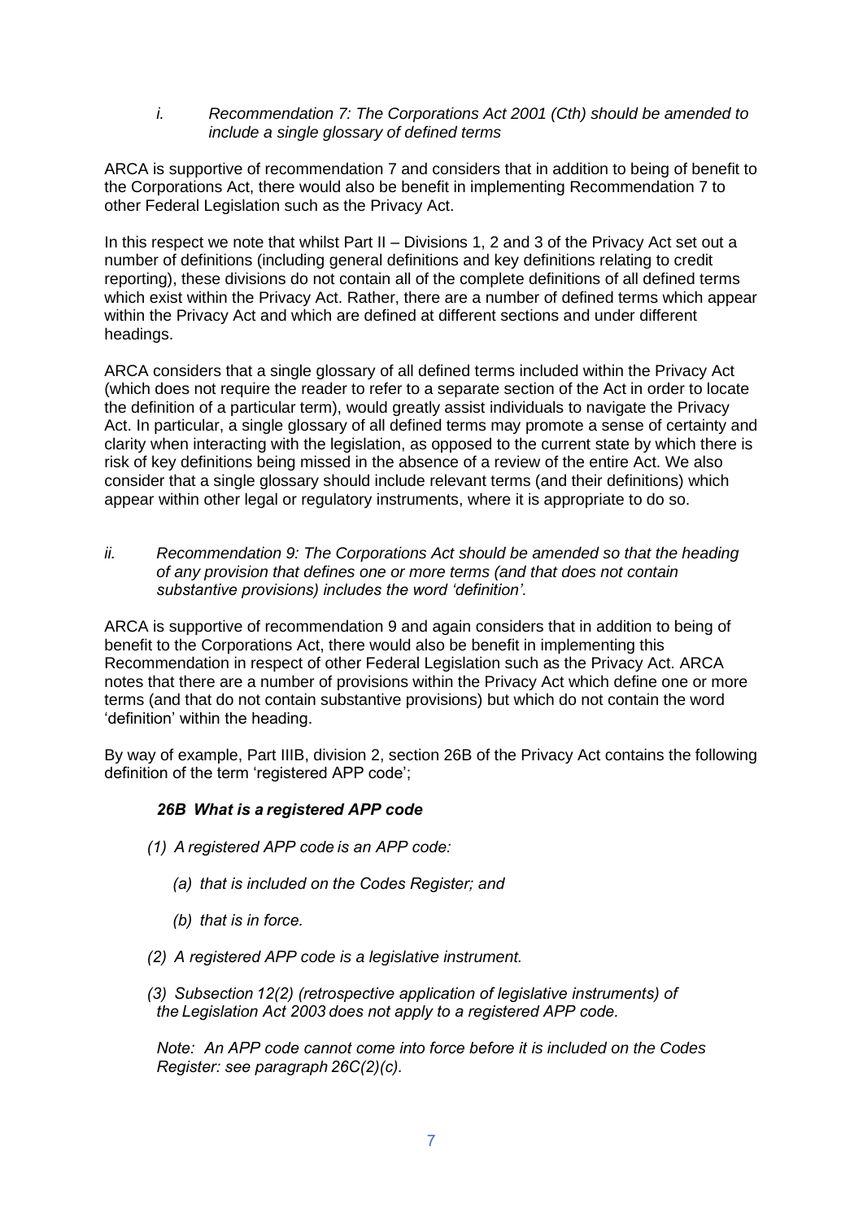i. *Recommendation 7: The Corporations Act 2001 (Cth) should be amended to include a single glossary of defined terms*

ARCA is supportive of recommendation 7 and considers that in addition to being of benefit to the Corporations Act, there would also be benefit in implementing Recommendation 7 to other Federal Legislation such as the Privacy Act.

In this respect we note that whilst Part II – Divisions 1, 2 and 3 of the Privacy Act set out a number of definitions (including general definitions and key definitions relating to credit reporting), these divisions do not contain all of the complete definitions of all defined terms which exist within the Privacy Act. Rather, there are a number of defined terms which appear within the Privacy Act and which are defined at different sections and under different headings.

ARCA considers that a single glossary of all defined terms included within the Privacy Act (which does not require the reader to refer to a separate section of the Act in order to locate the definition of a particular term), would greatly assist individuals to navigate the Privacy Act. In particular, a single glossary of all defined terms may promote a sense of certainty and clarity when interacting with the legislation, as opposed to the current state by which there is risk of key definitions being missed in the absence of a review of the entire Act. We also consider that a single glossary should include relevant terms (and their definitions) which appear within other legal or regulatory instruments, where it is appropriate to do so.

ii. *Recommendation 9: The Corporations Act should be amended so that the heading of any provision that defines one or more terms (and that does not contain substantive provisions) includes the word 'definition'.*

ARCA is supportive of recommendation 9 and again considers that in addition to being of benefit to the Corporations Act, there would also be benefit in implementing this Recommendation in respect of other Federal Legislation such as the Privacy Act. ARCA notes that there are a number of provisions within the Privacy Act which define one or more terms (and that do not contain substantive provisions) but which do not contain the word 'definition' within the heading.

By way of example, Part IIIB, division 2, section 26B of the Privacy Act contains the following definition of the term 'registered APP code';

> ***26B What is a registered APP code***
>
> *(1) A registered APP code is an APP code:*
>
> *(a) that is included on the Codes Register; and*
>
> *(b) that is in force.*
>
> *(2) A registered APP code is a legislative instrument.*
>
> *(3) Subsection 12(2) (retrospective application of legislative instruments) of the Legislation Act 2003 does not apply to a registered APP code.*
>
> *Note: An APP code cannot come into force before it is included on the Codes Register: see paragraph 26C(2)(c).*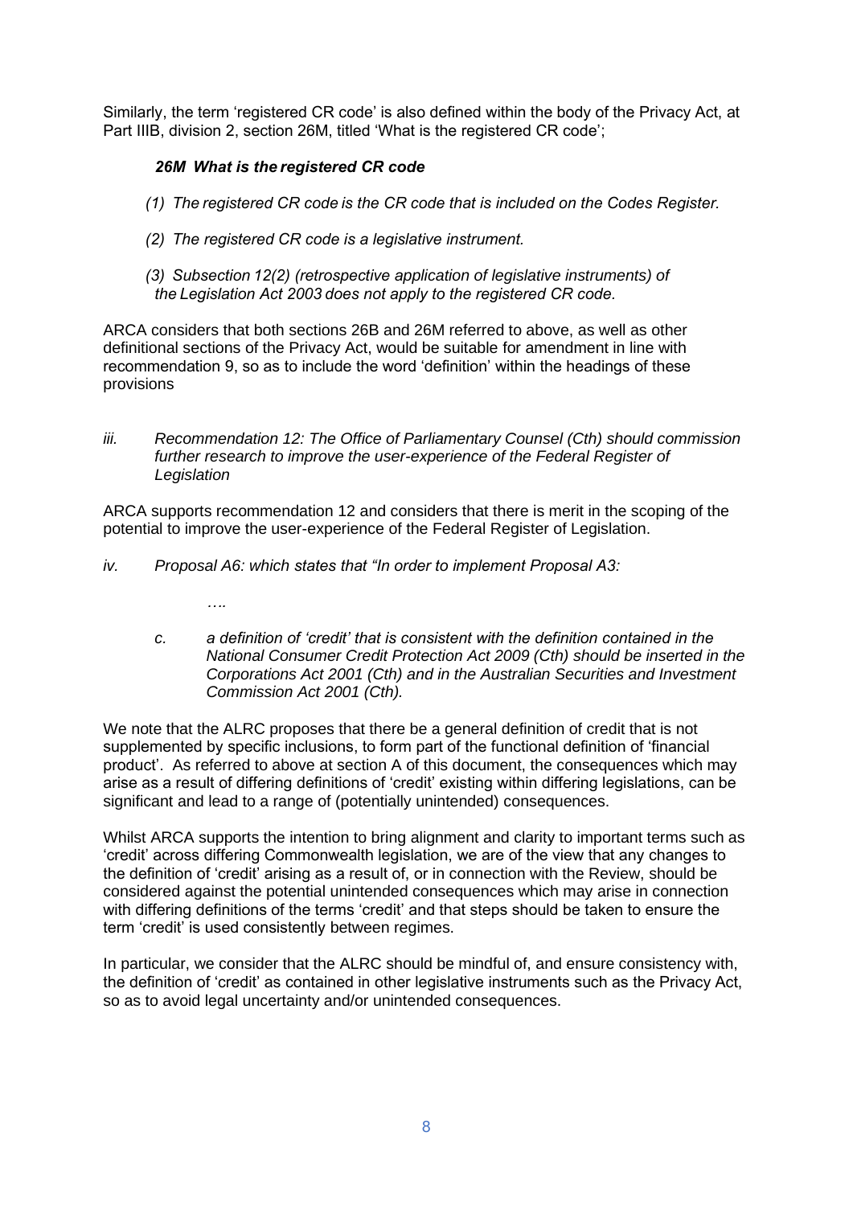Similarly, the term 'registered CR code' is also defined within the body of the Privacy Act, at Part IIIB, division 2, section 26M, titled 'What is the registered CR code';

> ***26M What is the registered CR code***
>
> *(1) The registered CR code is the CR code that is included on the Codes Register.*
>
> *(2) The registered CR code is a legislative instrument.*
>
> *(3) Subsection 12(2) (retrospective application of legislative instruments) of the Legislation Act 2003 does not apply to the registered CR code.*

ARCA considers that both sections 26B and 26M referred to above, as well as other definitional sections of the Privacy Act, would be suitable for amendment in line with recommendation 9, so as to include the word 'definition' within the headings of these provisions

*iii. Recommendation 12: The Office of Parliamentary Counsel (Cth) should commission further research to improve the user-experience of the Federal Register of Legislation*

ARCA supports recommendation 12 and considers that there is merit in the scoping of the potential to improve the user-experience of the Federal Register of Legislation.

*iv. Proposal A6: which states that "In order to implement Proposal A3:*

> *….*
>
> *c. a definition of 'credit' that is consistent with the definition contained in the National Consumer Credit Protection Act 2009 (Cth) should be inserted in the Corporations Act 2001 (Cth) and in the Australian Securities and Investment Commission Act 2001 (Cth).*

We note that the ALRC proposes that there be a general definition of credit that is not supplemented by specific inclusions, to form part of the functional definition of 'financial product'. As referred to above at section A of this document, the consequences which may arise as a result of differing definitions of 'credit' existing within differing legislations, can be significant and lead to a range of (potentially unintended) consequences.

Whilst ARCA supports the intention to bring alignment and clarity to important terms such as 'credit' across differing Commonwealth legislation, we are of the view that any changes to the definition of 'credit' arising as a result of, or in connection with the Review, should be considered against the potential unintended consequences which may arise in connection with differing definitions of the terms 'credit' and that steps should be taken to ensure the term 'credit' is used consistently between regimes.

In particular, we consider that the ALRC should be mindful of, and ensure consistency with, the definition of 'credit' as contained in other legislative instruments such as the Privacy Act, so as to avoid legal uncertainty and/or unintended consequences.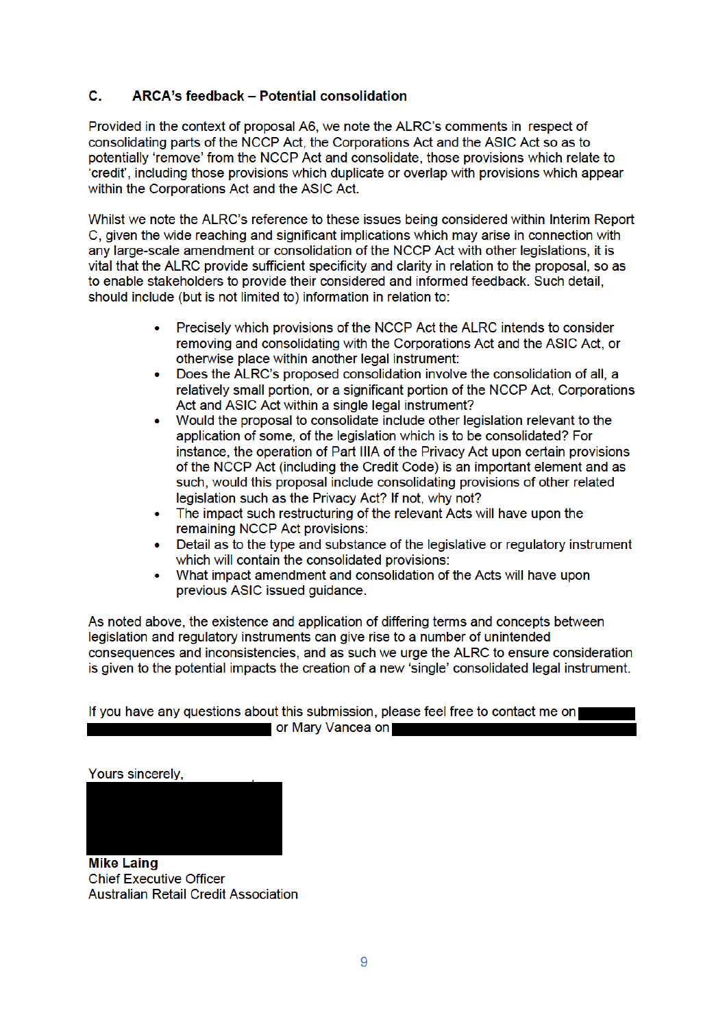## C. ARCA's feedback – Potential consolidation

Provided in the context of proposal A6, we note the ALRC's comments in respect of consolidating parts of the NCCP Act, the Corporations Act and the ASIC Act so as to potentially 'remove' from the NCCP Act and consolidate, those provisions which relate to 'credit', including those provisions which duplicate or overlap with provisions which appear within the Corporations Act and the ASIC Act.

Whilst we note the ALRC's reference to these issues being considered within Interim Report C, given the wide reaching and significant implications which may arise in connection with any large-scale amendment or consolidation of the NCCP Act with other legislations, it is vital that the ALRC provide sufficient specificity and clarity in relation to the proposal, so as to enable stakeholders to provide their considered and informed feedback. Such detail, should include (but is not limited to) information in relation to:

- Precisely which provisions of the NCCP Act the ALRC intends to consider removing and consolidating with the Corporations Act and the ASIC Act, or otherwise place within another legal instrument:
- Does the ALRC's proposed consolidation involve the consolidation of all, a relatively small portion, or a significant portion of the NCCP Act, Corporations Act and ASIC Act within a single legal instrument?
- Would the proposal to consolidate include other legislation relevant to the application of some, of the legislation which is to be consolidated? For instance, the operation of Part IIIA of the Privacy Act upon certain provisions of the NCCP Act (including the Credit Code) is an important element and as such, would this proposal include consolidating provisions of other related legislation such as the Privacy Act? If not, why not?
- The impact such restructuring of the relevant Acts will have upon the remaining NCCP Act provisions:
- Detail as to the type and substance of the legislative or regulatory instrument which will contain the consolidated provisions:
- What impact amendment and consolidation of the Acts will have upon previous ASIC issued guidance.

As noted above, the existence and application of differing terms and concepts between legislation and regulatory instruments can give rise to a number of unintended consequences and inconsistencies, and as such we urge the ALRC to ensure consideration is given to the potential impacts the creation of a new 'single' consolidated legal instrument.

If you have any questions about this submission, please feel free to contact me on [redacted] or Mary Vancea on [redacted]

Yours sincerely,

[redacted]

**Mike Laing**
Chief Executive Officer
Australian Retail Credit Association